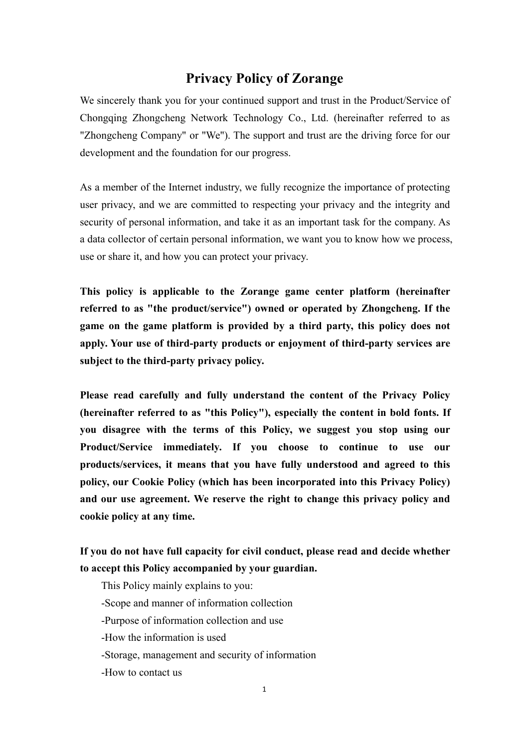# Privacy Policy of Zorange

We sincerely thank you for your continued support and trust in the Product/Service of Chongqing Zhongcheng Network Technology Co., Ltd. (hereinafter referred to as "Zhongcheng Company" or "We"). The support and trust are the driving force for our development and the foundation for our progress.

As a member of the Internet industry, we fully recognize the importance of protecting user privacy, and we are committed to respecting your privacy and the integrity and security of personal information, and take it as an important task for the company. As a data collector of certain personal information, we want you to know how we process, use or share it, and how you can protect your privacy.

**This policy is applicable to the Zorange game center platform (hereinafter referred to as "the product/service") owned or operated by Zhongcheng. If the game on the game platform is provided by a third party, this policy does not apply. Your use of third-party products or enjoyment of third-party services are subject to the third-party privacy policy.**

**Please read carefully and fully understand the content of the Privacy Policy (hereinafter referred to as "this Policy"), especially the content in bold fonts. If you disagree with the terms of this Policy, we suggest you stop using our Product/Service immediately. If you choose to continue to use our products/services, it means that you have fully understood and agreed to this policy, our Cookie Policy (which has been incorporated into this Privacy Policy) and our use agreement. We reserve the right to change this privacy policy and cookie policy at any time.**

**If you do not have full capacity for civil conduct, please read and decide whether to accept this Policy accompanied by your guardian.**

This Policy mainly explains to you:

-Scope and manner of information collection

-Purpose of information collection and use

-How the information is used

-Storage, management and security of information

-How to contact us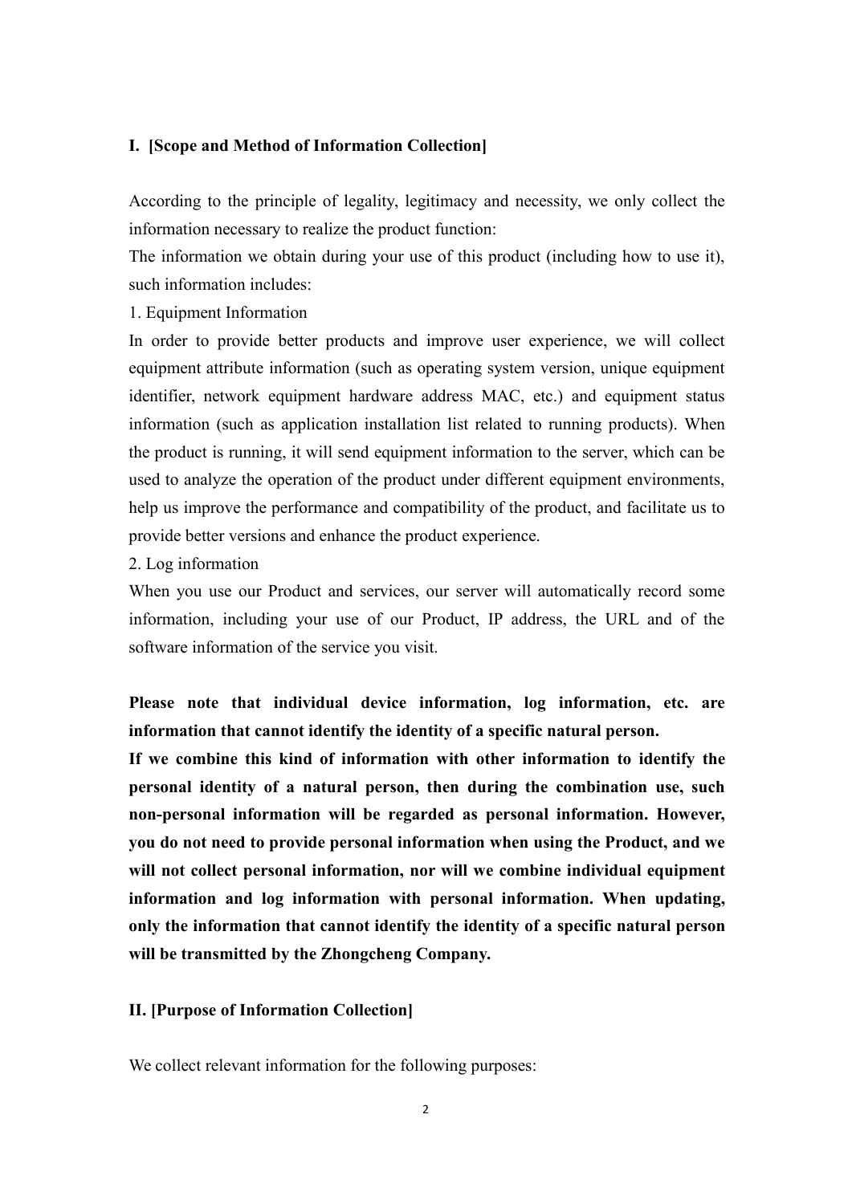## I. [Scope and Method of Information Collection]

According to the principle of legality, legitimacy and necessity, we only collect the information necessary to realize the product function:

The information we obtain during your use of this product (including how to use it), such information includes:

1. Equipment Information

In order to provide better products and improve user experience, we will collect equipment attribute information (such as operating system version, unique equipment identifier, network equipment hardware address MAC, etc.) and equipment status information (such as application installation list related to running products). When the product is running, it will send equipment information to the server, which can be used to analyze the operation of the product under different equipment environments, help us improve the performance and compatibility of the product, and facilitate us to provide better versions and enhance the product experience.

2. Log information

When you use our Product and services, our server will automatically record some information, including your use of our Product, IP address, the URL and of the software information of the service you visit.

**Please note that individual device information, log information, etc. are information that cannot identify the identity of a specific natural person.**

**If we combine this kind of information with other information to identify the personal identity of a natural person, then during the combination use, such non-personal information will be regarded as personal information. However, you do not need to provide personal information when using the Product, and we will not collect personal information, nor will we combine individual equipment information and log information with personal information. When updating, only the information that cannot identify the identity of a specific natural person will be transmitted by the Zhongcheng Company.**

## II. [Purpose of Information Collection]

We collect relevant information for the following purposes: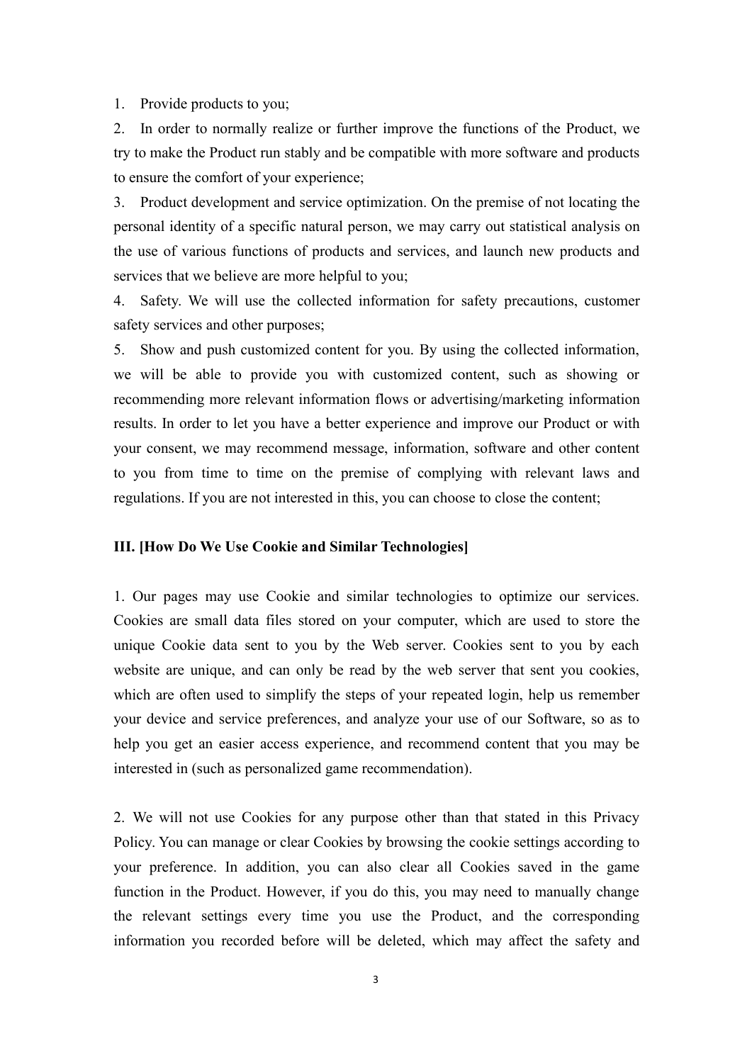1. Provide products to you;

2. In order to normally realize or further improve the functions of the Product, we try to make the Product run stably and be compatible with more software and products to ensure the comfort of your experience;

3. Product development and service optimization. On the premise of not locating the personal identity of a specific natural person, we may carry out statistical analysis on the use of various functions of products and services, and launch new products and services that we believe are more helpful to you;

4. Safety. We will use the collected information for safety precautions, customer safety services and other purposes;

5. Show and push customized content for you. By using the collected information, we will be able to provide you with customized content, such as showing or recommending more relevant information flows or advertising/marketing information results. In order to let you have a better experience and improve our Product or with your consent, we may recommend message, information, software and other content to you from time to time on the premise of complying with relevant laws and regulations. If you are not interested in this, you can choose to close the content;

**III. [How Do We Use Cookie and Similar Technologies]**

1. Our pages may use Cookie and similar technologies to optimize our services. Cookies are small data files stored on your computer, which are used to store the unique Cookie data sent to you by the Web server. Cookies sent to you by each website are unique, and can only be read by the web server that sent you cookies, which are often used to simplify the steps of your repeated login, help us remember your device and service preferences, and analyze your use of our Software, so as to help you get an easier access experience, and recommend content that you may be interested in (such as personalized game recommendation).

2. We will not use Cookies for any purpose other than that stated in this Privacy Policy. You can manage or clear Cookies by browsing the cookie settings according to your preference. In addition, you can also clear all Cookies saved in the game function in the Product. However, if you do this, you may need to manually change the relevant settings every time you use the Product, and the corresponding information you recorded before will be deleted, which may affect the safety and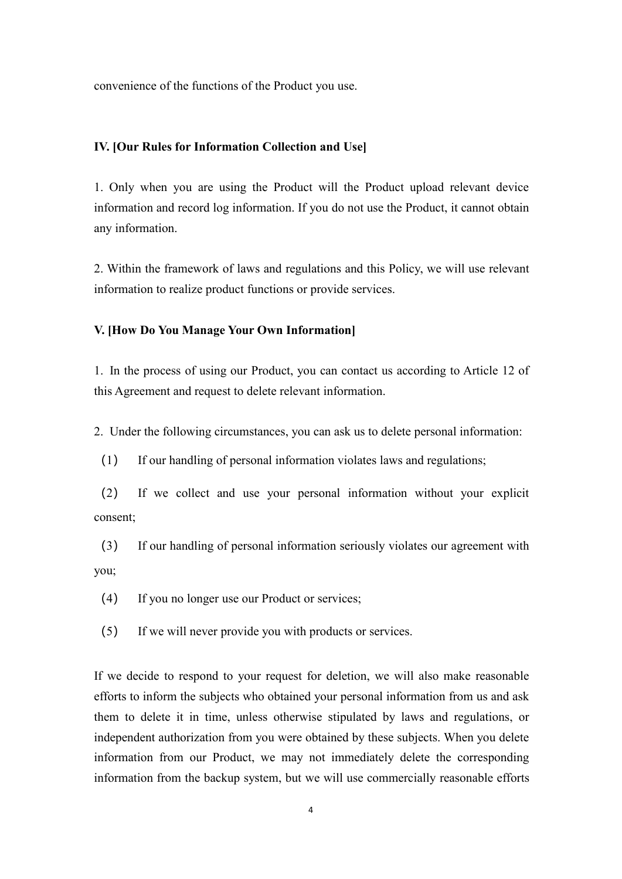convenience of the functions of the Product you use.

**IV. [Our Rules for Information Collection and Use]**

1. Only when you are using the Product will the Product upload relevant device information and record log information. If you do not use the Product, it cannot obtain any information.

2. Within the framework of laws and regulations and this Policy, we will use relevant information to realize product functions or provide services.

**V. [How Do You Manage Your Own Information]**

1. In the process of using our Product, you can contact us according to Article 12 of this Agreement and request to delete relevant information.

2. Under the following circumstances, you can ask us to delete personal information:

(1) If our handling of personal information violates laws and regulations;

(2) If we collect and use your personal information without your explicit consent;

(3) If our handling of personal information seriously violates our agreement with you;

(4) If you no longer use our Product or services;

(5) If we will never provide you with products or services.

If we decide to respond to your request for deletion, we will also make reasonable efforts to inform the subjects who obtained your personal information from us and ask them to delete it in time, unless otherwise stipulated by laws and regulations, or independent authorization from you were obtained by these subjects. When you delete information from our Product, we may not immediately delete the corresponding information from the backup system, but we will use commercially reasonable efforts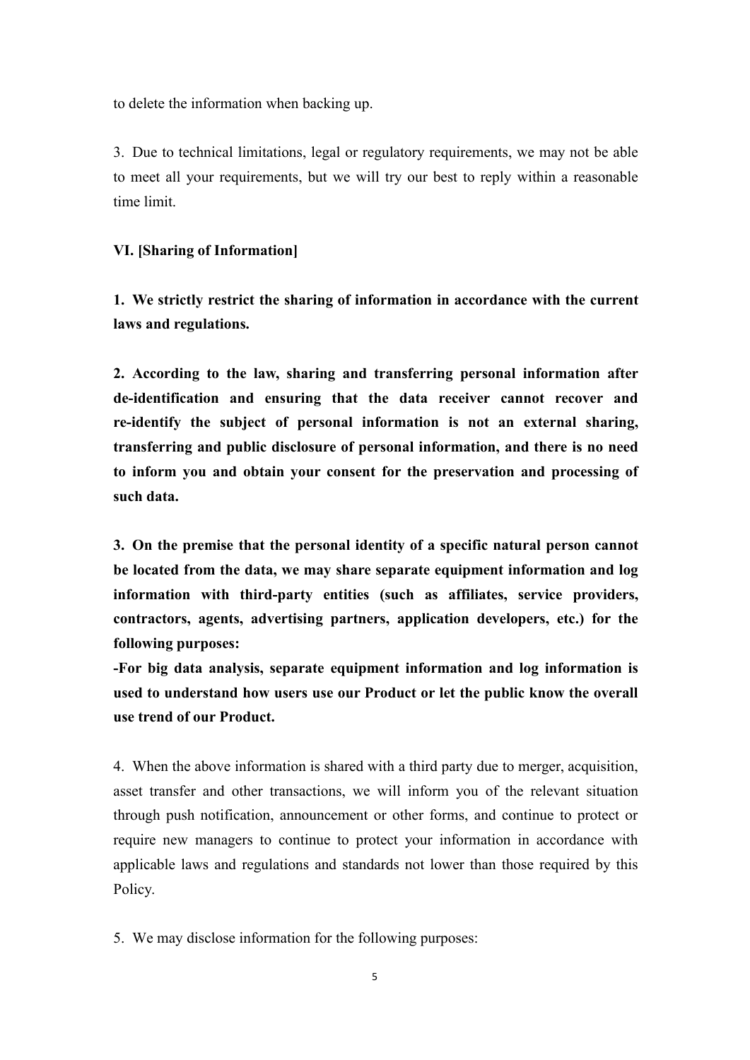to delete the information when backing up.

3. Due to technical limitations, legal or regulatory requirements, we may not be able to meet all your requirements, but we will try our best to reply within a reasonable time limit.

**VI. [Sharing of Information]**

**1. We strictly restrict the sharing of information in accordance with the current laws and regulations.**

**2. According to the law, sharing and transferring personal information after de-identification and ensuring that the data receiver cannot recover and re-identify the subject of personal information is not an external sharing, transferring and public disclosure of personal information, and there is no need to inform you and obtain your consent for the preservation and processing of such data.**

**3. On the premise that the personal identity of a specific natural person cannot be located from the data, we may share separate equipment information and log information with third-party entities (such as affiliates, service providers, contractors, agents, advertising partners, application developers, etc.) for the following purposes:**
**-For big data analysis, separate equipment information and log information is used to understand how users use our Product or let the public know the overall use trend of our Product.**

4. When the above information is shared with a third party due to merger, acquisition, asset transfer and other transactions, we will inform you of the relevant situation through push notification, announcement or other forms, and continue to protect or require new managers to continue to protect your information in accordance with applicable laws and regulations and standards not lower than those required by this Policy.

5. We may disclose information for the following purposes: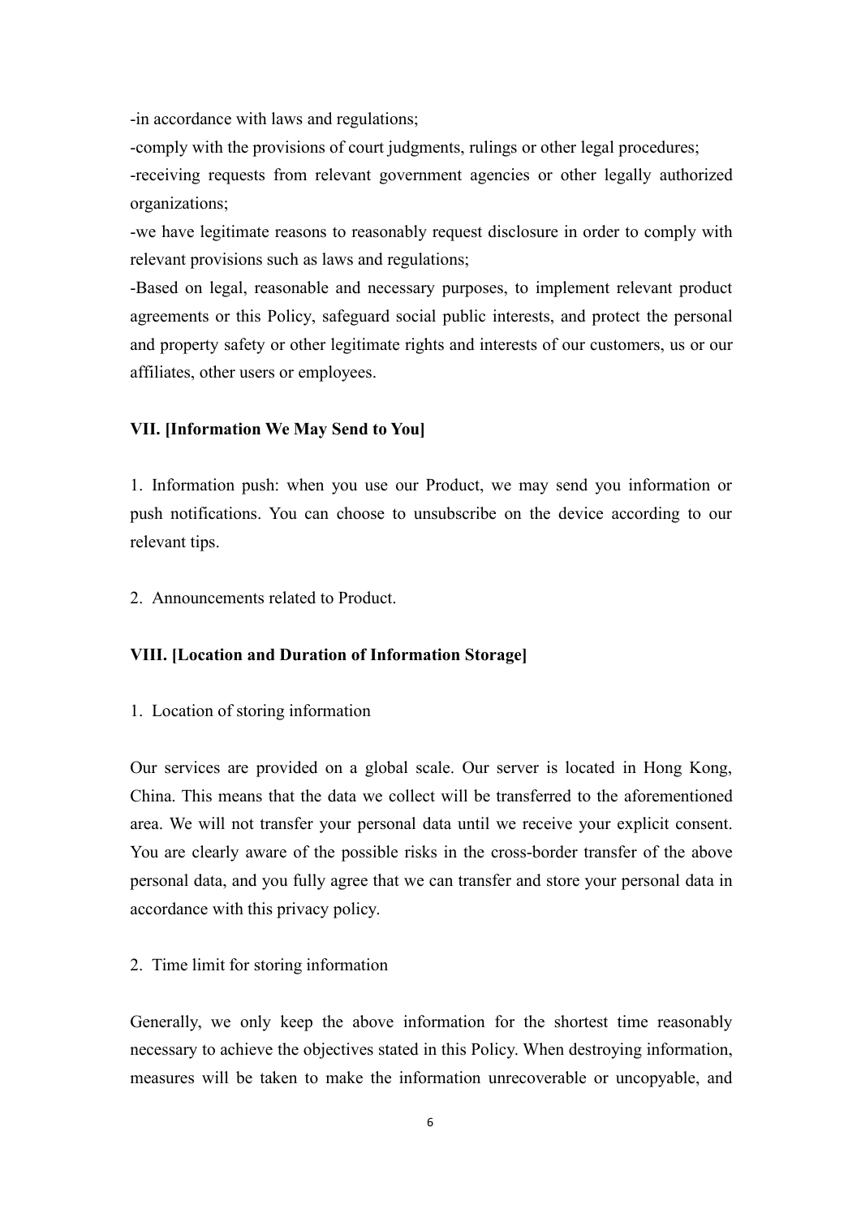-in accordance with laws and regulations;

-comply with the provisions of court judgments, rulings or other legal procedures;

-receiving requests from relevant government agencies or other legally authorized organizations;

-we have legitimate reasons to reasonably request disclosure in order to comply with relevant provisions such as laws and regulations;

-Based on legal, reasonable and necessary purposes, to implement relevant product agreements or this Policy, safeguard social public interests, and protect the personal and property safety or other legitimate rights and interests of our customers, us or our affiliates, other users or employees.

**VII. [Information We May Send to You]**

1. Information push: when you use our Product, we may send you information or push notifications. You can choose to unsubscribe on the device according to our relevant tips.

2. Announcements related to Product.

**VIII. [Location and Duration of Information Storage]**

1. Location of storing information

Our services are provided on a global scale. Our server is located in Hong Kong, China. This means that the data we collect will be transferred to the aforementioned area. We will not transfer your personal data until we receive your explicit consent. You are clearly aware of the possible risks in the cross-border transfer of the above personal data, and you fully agree that we can transfer and store your personal data in accordance with this privacy policy.

2. Time limit for storing information

Generally, we only keep the above information for the shortest time reasonably necessary to achieve the objectives stated in this Policy. When destroying information, measures will be taken to make the information unrecoverable or uncopyable, and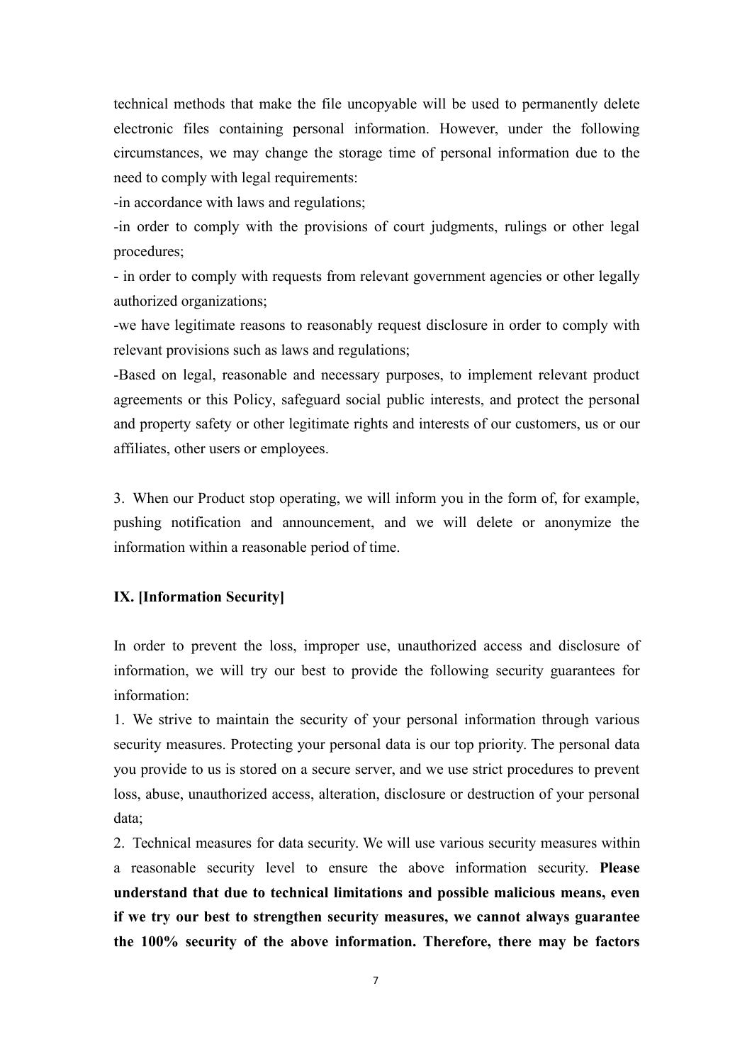technical methods that make the file uncopyable will be used to permanently delete electronic files containing personal information. However, under the following circumstances, we may change the storage time of personal information due to the need to comply with legal requirements:

-in accordance with laws and regulations;

-in order to comply with the provisions of court judgments, rulings or other legal procedures;

- in order to comply with requests from relevant government agencies or other legally authorized organizations;

-we have legitimate reasons to reasonably request disclosure in order to comply with relevant provisions such as laws and regulations;

-Based on legal, reasonable and necessary purposes, to implement relevant product agreements or this Policy, safeguard social public interests, and protect the personal and property safety or other legitimate rights and interests of our customers, us or our affiliates, other users or employees.

3. When our Product stop operating, we will inform you in the form of, for example, pushing notification and announcement, and we will delete or anonymize the information within a reasonable period of time.

## IX. [Information Security]

In order to prevent the loss, improper use, unauthorized access and disclosure of information, we will try our best to provide the following security guarantees for information:

1. We strive to maintain the security of your personal information through various security measures. Protecting your personal data is our top priority. The personal data you provide to us is stored on a secure server, and we use strict procedures to prevent loss, abuse, unauthorized access, alteration, disclosure or destruction of your personal data;

2. Technical measures for data security. We will use various security measures within a reasonable security level to ensure the above information security. **Please understand that due to technical limitations and possible malicious means, even if we try our best to strengthen security measures, we cannot always guarantee the 100% security of the above information. Therefore, there may be factors**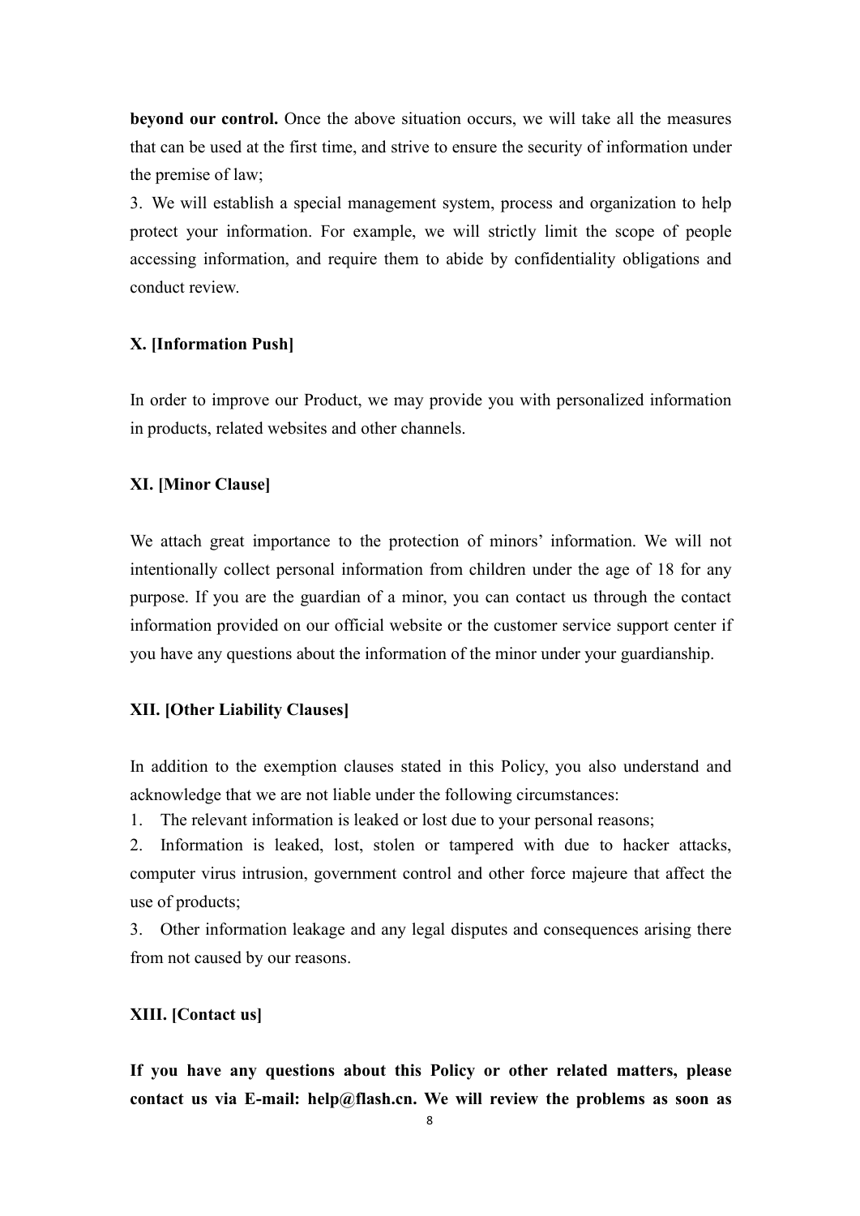**beyond our control.** Once the above situation occurs, we will take all the measures that can be used at the first time, and strive to ensure the security of information under the premise of law;

3. We will establish a special management system, process and organization to help protect your information. For example, we will strictly limit the scope of people accessing information, and require them to abide by confidentiality obligations and conduct review.

**X. [Information Push]**

In order to improve our Product, we may provide you with personalized information in products, related websites and other channels.

**XI. [Minor Clause]**

We attach great importance to the protection of minors' information. We will not intentionally collect personal information from children under the age of 18 for any purpose. If you are the guardian of a minor, you can contact us through the contact information provided on our official website or the customer service support center if you have any questions about the information of the minor under your guardianship.

**XII. [Other Liability Clauses]**

In addition to the exemption clauses stated in this Policy, you also understand and acknowledge that we are not liable under the following circumstances:

1. The relevant information is leaked or lost due to your personal reasons;
2. Information is leaked, lost, stolen or tampered with due to hacker attacks, computer virus intrusion, government control and other force majeure that affect the use of products;
3. Other information leakage and any legal disputes and consequences arising there from not caused by our reasons.

**XIII. [Contact us]**

**If you have any questions about this Policy or other related matters, please contact us via E-mail: help@flash.cn. We will review the problems as soon as**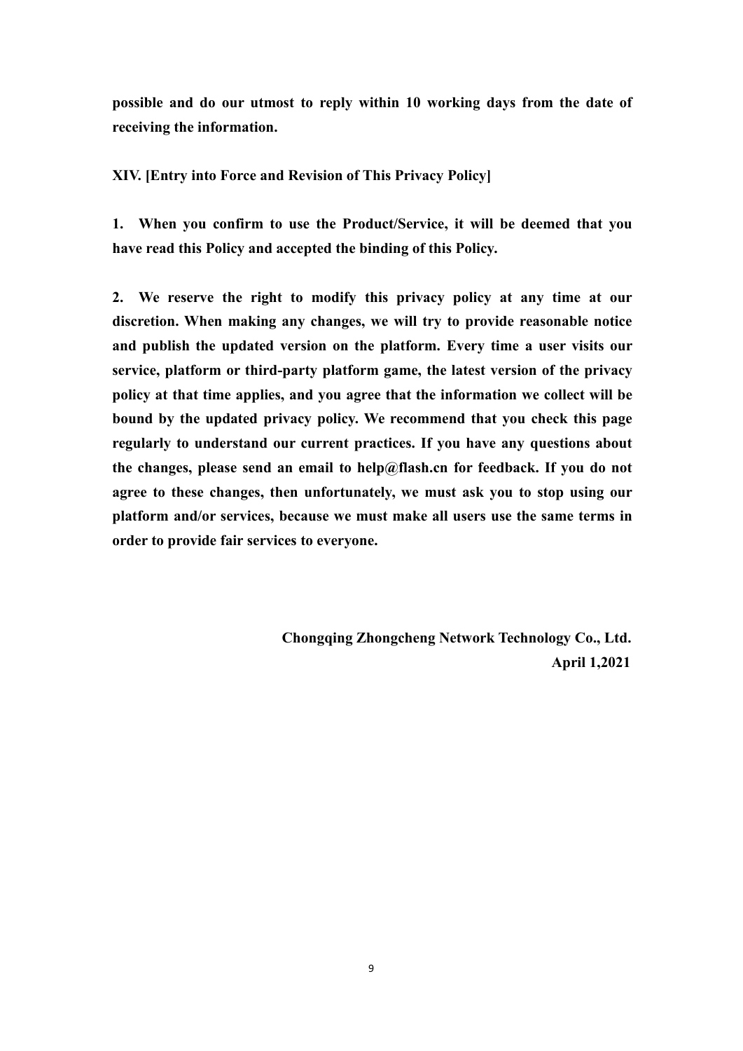**possible and do our utmost to reply within 10 working days from the date of receiving the information.**

**XIV. [Entry into Force and Revision of This Privacy Policy]**

**1. When you confirm to use the Product/Service, it will be deemed that you have read this Policy and accepted the binding of this Policy.**

**2. We reserve the right to modify this privacy policy at any time at our discretion. When making any changes, we will try to provide reasonable notice and publish the updated version on the platform. Every time a user visits our service, platform or third-party platform game, the latest version of the privacy policy at that time applies, and you agree that the information we collect will be bound by the updated privacy policy. We recommend that you check this page regularly to understand our current practices. If you have any questions about the changes, please send an email to help@flash.cn for feedback. If you do not agree to these changes, then unfortunately, we must ask you to stop using our platform and/or services, because we must make all users use the same terms in order to provide fair services to everyone.**

**Chongqing Zhongcheng Network Technology Co., Ltd.**
**April 1,2021**